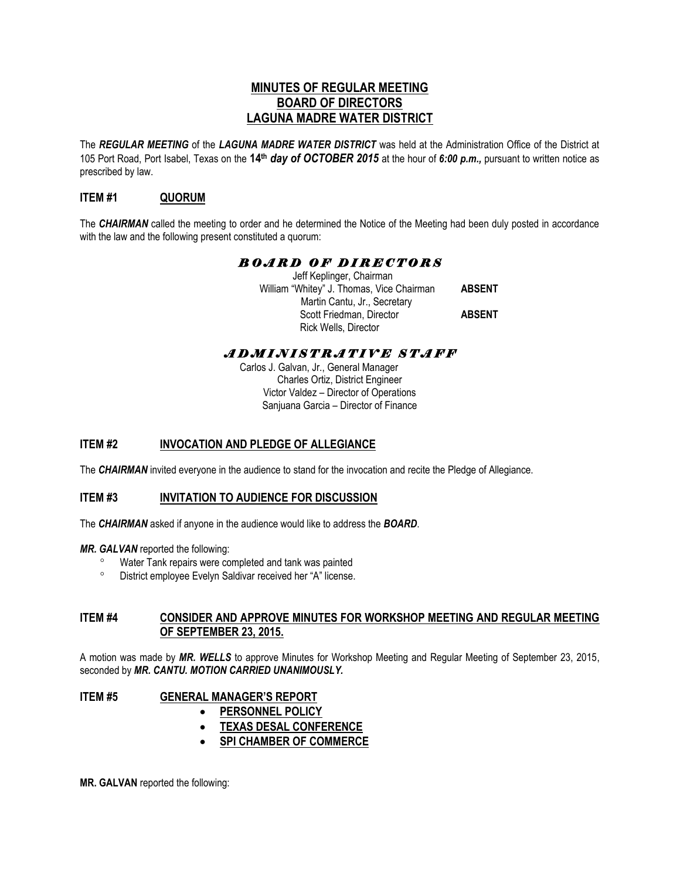# MINUTES OF REGULAR MEETING
# BOARD OF DIRECTORS
# LAGUNA MADRE WATER DISTRICT

The ***REGULAR MEETING*** of the ***LAGUNA MADRE WATER DISTRICT*** was held at the Administration Office of the District at 105 Port Road, Port Isabel, Texas on the **14th *day of OCTOBER 2015*** at the hour of ***6:00 p.m.,*** pursuant to written notice as prescribed by law.

## ITEM #1 QUORUM

The ***CHAIRMAN*** called the meeting to order and he determined the Notice of the Meeting had been duly posted in accordance with the law and the following present constituted a quorum:

### *BOARD OF DIRECTORS*

Jeff Keplinger, Chairman
William "Whitey" J. Thomas, Vice Chairman **ABSENT**
Martin Cantu, Jr., Secretary
Scott Friedman, Director **ABSENT**
Rick Wells, Director

### *ADMINISTRATIVE STAFF*

Carlos J. Galvan, Jr., General Manager
Charles Ortiz, District Engineer
Victor Valdez – Director of Operations
Sanjuana Garcia – Director of Finance

## ITEM #2 INVOCATION AND PLEDGE OF ALLEGIANCE

The ***CHAIRMAN*** invited everyone in the audience to stand for the invocation and recite the Pledge of Allegiance.

## ITEM #3 INVITATION TO AUDIENCE FOR DISCUSSION

The ***CHAIRMAN*** asked if anyone in the audience would like to address the ***BOARD***.

***MR. GALVAN*** reported the following:

- Water Tank repairs were completed and tank was painted
- District employee Evelyn Saldivar received her "A" license.

## ITEM #4 CONSIDER AND APPROVE MINUTES FOR WORKSHOP MEETING AND REGULAR MEETING OF SEPTEMBER 23, 2015.

A motion was made by ***MR. WELLS*** to approve Minutes for Workshop Meeting and Regular Meeting of September 23, 2015, seconded by ***MR. CANTU. MOTION CARRIED UNANIMOUSLY.***

## ITEM #5 GENERAL MANAGER'S REPORT

- **PERSONNEL POLICY**
- **TEXAS DESAL CONFERENCE**
- **SPI CHAMBER OF COMMERCE**

**MR. GALVAN** reported the following: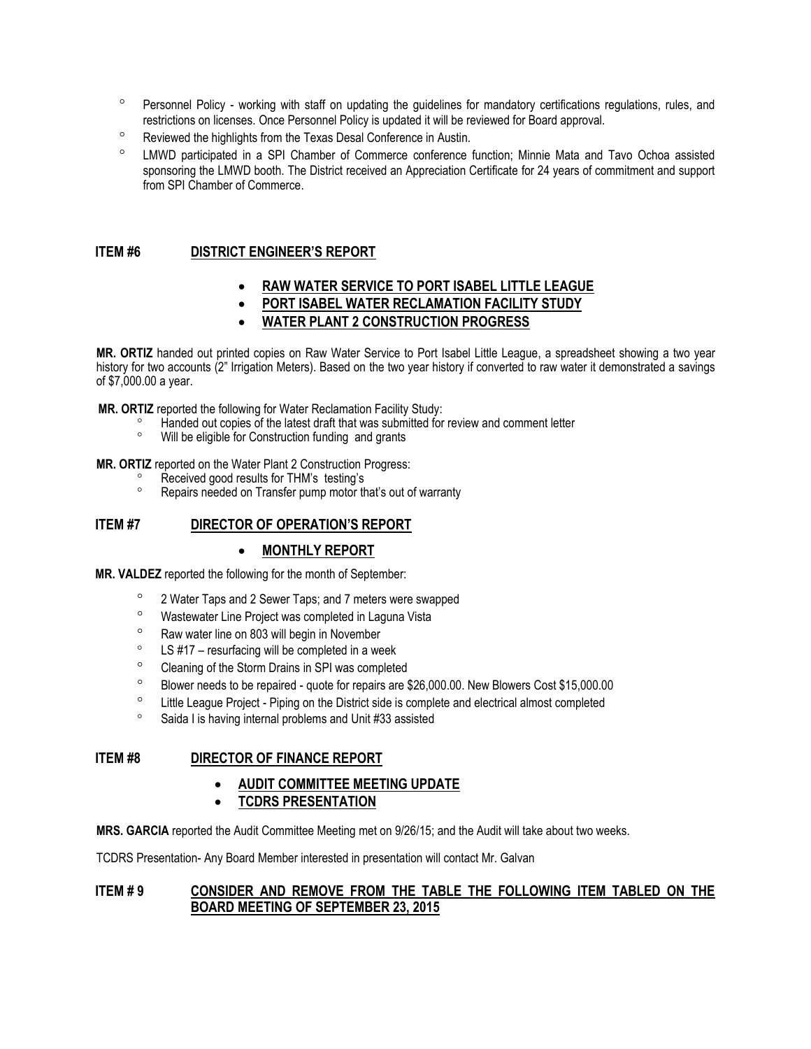- Personnel Policy - working with staff on updating the guidelines for mandatory certifications regulations, rules, and restrictions on licenses. Once Personnel Policy is updated it will be reviewed for Board approval.
- Reviewed the highlights from the Texas Desal Conference in Austin.
- LMWD participated in a SPI Chamber of Commerce conference function; Minnie Mata and Tavo Ochoa assisted sponsoring the LMWD booth. The District received an Appreciation Certificate for 24 years of commitment and support from SPI Chamber of Commerce.

## ITEM #6 DISTRICT ENGINEER'S REPORT

- **RAW WATER SERVICE TO PORT ISABEL LITTLE LEAGUE**
- **PORT ISABEL WATER RECLAMATION FACILITY STUDY**
- **WATER PLANT 2 CONSTRUCTION PROGRESS**

**MR. ORTIZ** handed out printed copies on Raw Water Service to Port Isabel Little League, a spreadsheet showing a two year history for two accounts (2" Irrigation Meters). Based on the two year history if converted to raw water it demonstrated a savings of $7,000.00 a year.

**MR. ORTIZ** reported the following for Water Reclamation Facility Study:

- Handed out copies of the latest draft that was submitted for review and comment letter
- Will be eligible for Construction funding and grants

**MR. ORTIZ** reported on the Water Plant 2 Construction Progress:

- Received good results for THM's testing's
- Repairs needed on Transfer pump motor that's out of warranty

## ITEM #7 DIRECTOR OF OPERATION'S REPORT

- **MONTHLY REPORT**

**MR. VALDEZ** reported the following for the month of September:

- 2 Water Taps and 2 Sewer Taps; and 7 meters were swapped
- Wastewater Line Project was completed in Laguna Vista
- Raw water line on 803 will begin in November
- LS #17 – resurfacing will be completed in a week
- Cleaning of the Storm Drains in SPI was completed
- Blower needs to be repaired - quote for repairs are $26,000.00. New Blowers Cost $15,000.00
- Little League Project - Piping on the District side is complete and electrical almost completed
- Saida I is having internal problems and Unit #33 assisted

## ITEM #8 DIRECTOR OF FINANCE REPORT

- **AUDIT COMMITTEE MEETING UPDATE**
- **TCDRS PRESENTATION**

**MRS. GARCIA** reported the Audit Committee Meeting met on 9/26/15; and the Audit will take about two weeks.

TCDRS Presentation- Any Board Member interested in presentation will contact Mr. Galvan

## ITEM # 9 CONSIDER AND REMOVE FROM THE TABLE THE FOLLOWING ITEM TABLED ON THE BOARD MEETING OF SEPTEMBER 23, 2015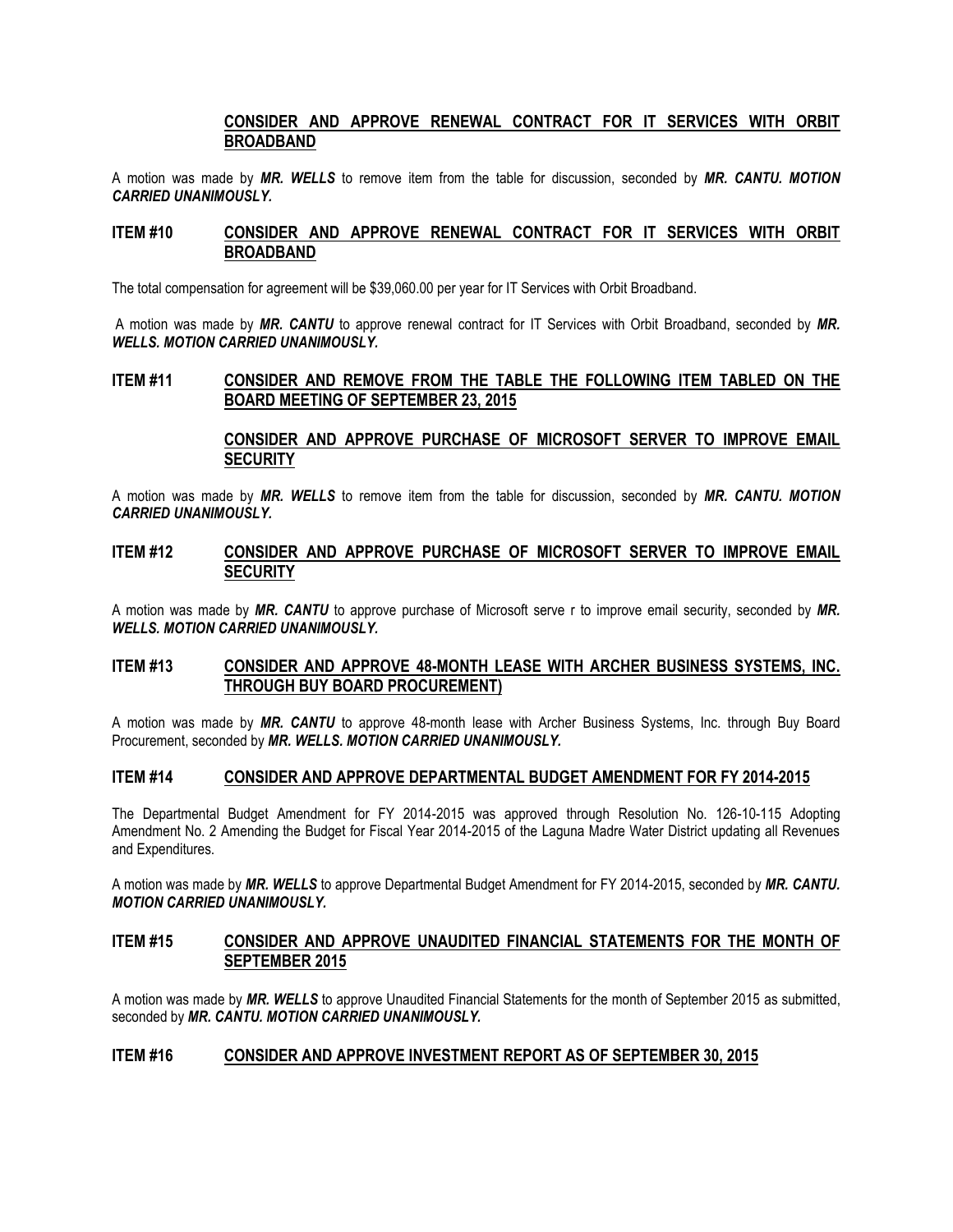**CONSIDER AND APPROVE RENEWAL CONTRACT FOR IT SERVICES WITH ORBIT BROADBAND**

A motion was made by ***MR. WELLS*** to remove item from the table for discussion, seconded by ***MR. CANTU. MOTION CARRIED UNANIMOUSLY.***

**ITEM #10 CONSIDER AND APPROVE RENEWAL CONTRACT FOR IT SERVICES WITH ORBIT BROADBAND**

The total compensation for agreement will be $39,060.00 per year for IT Services with Orbit Broadband.

A motion was made by ***MR. CANTU*** to approve renewal contract for IT Services with Orbit Broadband, seconded by ***MR. WELLS. MOTION CARRIED UNANIMOUSLY.***

**ITEM #11 CONSIDER AND REMOVE FROM THE TABLE THE FOLLOWING ITEM TABLED ON THE BOARD MEETING OF SEPTEMBER 23, 2015**

**CONSIDER AND APPROVE PURCHASE OF MICROSOFT SERVER TO IMPROVE EMAIL SECURITY**

A motion was made by ***MR. WELLS*** to remove item from the table for discussion, seconded by ***MR. CANTU. MOTION CARRIED UNANIMOUSLY.***

**ITEM #12 CONSIDER AND APPROVE PURCHASE OF MICROSOFT SERVER TO IMPROVE EMAIL SECURITY**

A motion was made by ***MR. CANTU*** to approve purchase of Microsoft serve r to improve email security, seconded by ***MR. WELLS. MOTION CARRIED UNANIMOUSLY.***

**ITEM #13 CONSIDER AND APPROVE 48-MONTH LEASE WITH ARCHER BUSINESS SYSTEMS, INC. THROUGH BUY BOARD PROCUREMENT)**

A motion was made by ***MR. CANTU*** to approve 48-month lease with Archer Business Systems, Inc. through Buy Board Procurement, seconded by ***MR. WELLS. MOTION CARRIED UNANIMOUSLY.***

**ITEM #14 CONSIDER AND APPROVE DEPARTMENTAL BUDGET AMENDMENT FOR FY 2014-2015**

The Departmental Budget Amendment for FY 2014-2015 was approved through Resolution No. 126-10-115 Adopting Amendment No. 2 Amending the Budget for Fiscal Year 2014-2015 of the Laguna Madre Water District updating all Revenues and Expenditures.

A motion was made by ***MR. WELLS*** to approve Departmental Budget Amendment for FY 2014-2015, seconded by ***MR. CANTU. MOTION CARRIED UNANIMOUSLY.***

**ITEM #15 CONSIDER AND APPROVE UNAUDITED FINANCIAL STATEMENTS FOR THE MONTH OF SEPTEMBER 2015**

A motion was made by ***MR. WELLS*** to approve Unaudited Financial Statements for the month of September 2015 as submitted, seconded by ***MR. CANTU. MOTION CARRIED UNANIMOUSLY.***

**ITEM #16 CONSIDER AND APPROVE INVESTMENT REPORT AS OF SEPTEMBER 30, 2015**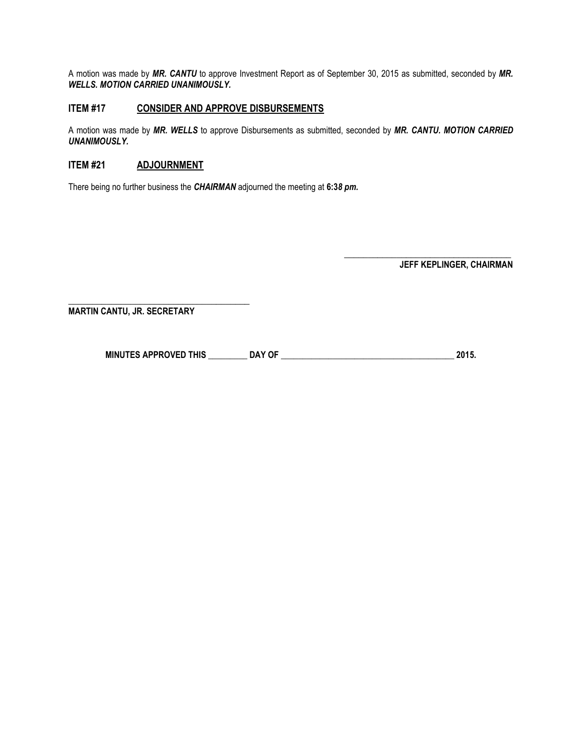A motion was made by ***MR. CANTU*** to approve Investment Report as of September 30, 2015 as submitted, seconded by ***MR. WELLS. MOTION CARRIED UNANIMOUSLY.***

## ITEM #17 CONSIDER AND APPROVE DISBURSEMENTS

A motion was made by ***MR. WELLS*** to approve Disbursements as submitted, seconded by ***MR. CANTU. MOTION CARRIED UNANIMOUSLY.***

## ITEM #21 ADJOURNMENT

There being no further business the ***CHAIRMAN*** adjourned the meeting at **6:38 *pm.***

\_\_\_\_\_\_\_\_\_\_\_\_\_\_\_\_\_\_\_\_\_\_\_\_\_\_\_\_\_\_\_\_\_\_\_\_\_\_\_\_
**JEFF KEPLINGER, CHAIRMAN**

\_\_\_\_\_\_\_\_\_\_\_\_\_\_\_\_\_\_\_\_\_\_\_\_\_\_\_\_\_\_\_\_\_\_\_\_\_\_\_\_
**MARTIN CANTU, JR. SECRETARY**

**MINUTES APPROVED THIS \_\_\_\_\_\_\_\_\_ DAY OF \_\_\_\_\_\_\_\_\_\_\_\_\_\_\_\_\_\_\_\_\_\_\_\_\_\_\_\_\_\_\_\_\_\_\_\_\_\_\_\_ 2015.**